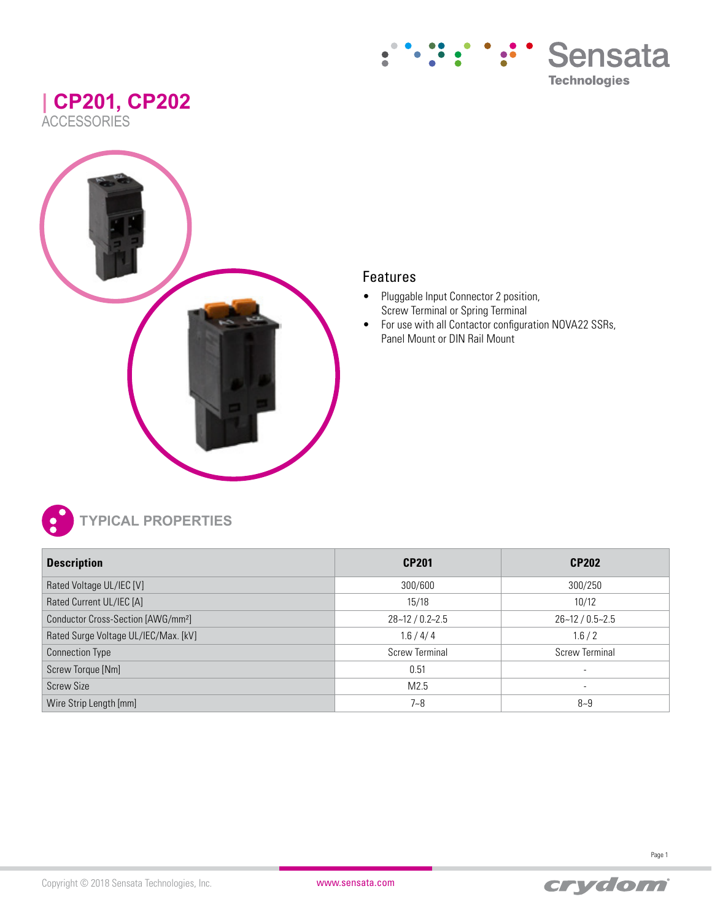# CP201, CP202

ACCESSORIES

## Features

- Pluggable Input Connector 2 position, Screw Terminal or Spring Terminal
- For use with all Contactor configuration NOVA22 SSRs, Panel Mount or DIN Rail Mount

## TYPICAL PROPERTIES

| Description | CP201 | CP202 |
|---|---|---|
| Rated Voltage UL/IEC [V] | 300/600 | 300/250 |
| Rated Current UL/IEC [A] | 15/18 | 10/12 |
| Conductor Cross-Section [AWG/mm²] | 28~12 / 0.2~2.5 | 26~12 / 0.5~2.5 |
| Rated Surge Voltage UL/IEC/Max. [kV] | 1.6 / 4/ 4 | 1.6 / 2 |
| Connection Type | Screw Terminal | Screw Terminal |
| Screw Torque [Nm] | 0.51 | - |
| Screw Size | M2.5 | - |
| Wire Strip Length [mm] | 7~8 | 8~9 |

Copyright © 2018 Sensata Technologies, Inc.

www.sensata.com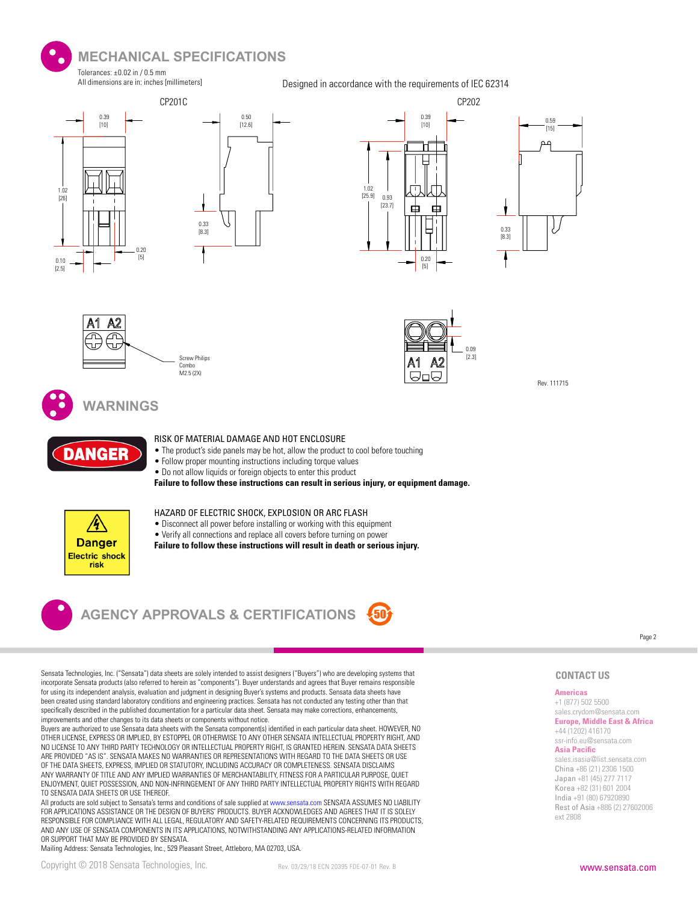## MECHANICAL SPECIFICATIONS

Tolerances: ±0.02 in / 0.5 mm
All dimensions are in: inches [millimeters]

Designed in accordance with the requirements of IEC 62314

CP201C

0.39
[10]

0.50
[12.6]

1.02
[26]

0.33
[8.3]

0.20
[5]

0.10
[2.5]

A1 A2

Screw Philips
Combo
M2.5 (2X)

CP202

0.39
[10]

0.59
[15]

1.02
[25.9]

0.93
[23.7]

0.33
[8.3]

0.20
[5]

0.09
[2.3]

A1 A2

Rev. 111715

## WARNINGS

DANGER

RISK OF MATERIAL DAMAGE AND HOT ENCLOSURE

- The product's side panels may be hot, allow the product to cool before touching
- Follow proper mounting instructions including torque values
- Do not allow liquids or foreign objects to enter this product

**Failure to follow these instructions can result in serious injury, or equipment damage.**

Danger
Electric shock risk

HAZARD OF ELECTRIC SHOCK, EXPLOSION OR ARC FLASH

- Disconnect all power before installing or working with this equipment
- Verify all connections and replace all covers before turning on power

**Failure to follow these instructions will result in death or serious injury.**

## AGENCY APPROVALS & CERTIFICATIONS

50

Sensata Technologies, Inc. ("Sensata") data sheets are solely intended to assist designers ("Buyers") who are developing systems that incorporate Sensata products (also referred to herein as "components"). Buyer understands and agrees that Buyer remains responsible for using its independent analysis, evaluation and judgment in designing Buyer's systems and products. Sensata data sheets have been created using standard laboratory conditions and engineering practices. Sensata has not conducted any testing other than that specifically described in the published documentation for a particular data sheet. Sensata may make corrections, enhancements, improvements and other changes to its data sheets or components without notice.

Buyers are authorized to use Sensata data sheets with the Sensata component(s) identified in each particular data sheet. HOWEVER, NO OTHER LICENSE, EXPRESS OR IMPLIED, BY ESTOPPEL OR OTHERWISE TO ANY OTHER SENSATA INTELLECTUAL PROPERTY RIGHT, AND NO LICENSE TO ANY THIRD PARTY TECHNOLOGY OR INTELLECTUAL PROPERTY RIGHT, IS GRANTED HEREIN. SENSATA DATA SHEETS ARE PROVIDED "AS IS". SENSATA MAKES NO WARRANTIES OR REPRESENTATIONS WITH REGARD TO THE DATA SHEETS OR USE OF THE DATA SHEETS, EXPRESS, IMPLIED OR STATUTORY, INCLUDING ACCURACY OR COMPLETENESS. SENSATA DISCLAIMS ANY WARRANTY OF TITLE AND ANY IMPLIED WARRANTIES OF MERCHANTABILITY, FITNESS FOR A PARTICULAR PURPOSE, QUIET ENJOYMENT, QUIET POSSESSION, AND NON-INFRINGEMENT OF ANY THIRD PARTY INTELLECTUAL PROPERTY RIGHTS WITH REGARD TO SENSATA DATA SHEETS OR USE THEREOF.

All products are sold subject to Sensata's terms and conditions of sale supplied at www.sensata.com SENSATA ASSUMES NO LIABILITY FOR APPLICATIONS ASSISTANCE OR THE DESIGN OF BUYERS' PRODUCTS. BUYER ACKNOWLEDGES AND AGREES THAT IT IS SOLELY RESPONSIBLE FOR COMPLIANCE WITH ALL LEGAL, REGULATORY AND SAFETY-RELATED REQUIREMENTS CONCERNING ITS PRODUCTS, AND ANY USE OF SENSATA COMPONENTS IN ITS APPLICATIONS, NOTWITHSTANDING ANY APPLICATIONS-RELATED INFORMATION OR SUPPORT THAT MAY BE PROVIDED BY SENSATA.

Mailing Address: Sensata Technologies, Inc., 529 Pleasant Street, Attleboro, MA 02703, USA.

### CONTACT US

**Americas**
+1 (877) 502 5500
sales.crydom@sensata.com

**Europe, Middle East & Africa**
+44 (1202) 416170
ssr-info.eu@sensata.com

**Asia Pacific**
sales.isasia@list.sensata.com
China +86 (21) 2306 1500
Japan +81 (45) 277 7117
Korea +82 (31) 601 2004
India +91 (80) 67920890
Rest of Asia +886 (2) 27602006 ext 2808

Copyright © 2018 Sensata Technologies, Inc.

Rev. 03/29/18 ECN 20395 FDE-07-01 Rev. B

www.sensata.com